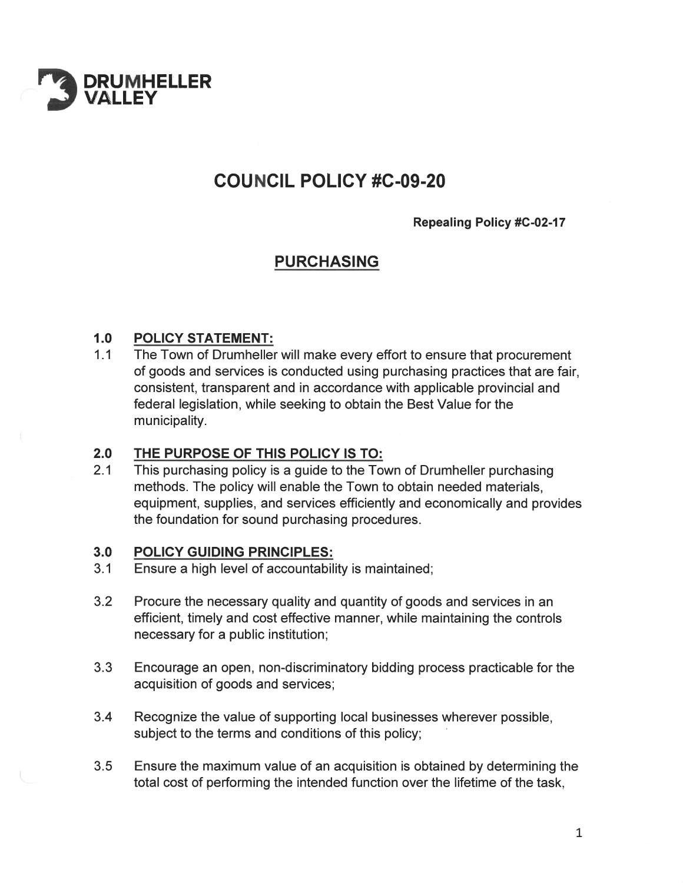**DRUMHELLER VALLEY**

# COUNCIL POLICY #C-09-20

**Repealing Policy #C-02-17**

## PURCHASING

### 1.0 POLICY STATEMENT:

1.1 The Town of Drumheller will make every effort to ensure that procurement of goods and services is conducted using purchasing practices that are fair, consistent, transparent and in accordance with applicable provincial and federal legislation, while seeking to obtain the Best Value for the municipality.

### 2.0 THE PURPOSE OF THIS POLICY IS TO:

2.1 This purchasing policy is a guide to the Town of Drumheller purchasing methods. The policy will enable the Town to obtain needed materials, equipment, supplies, and services efficiently and economically and provides the foundation for sound purchasing procedures.

### 3.0 POLICY GUIDING PRINCIPLES:

3.1 Ensure a high level of accountability is maintained;

3.2 Procure the necessary quality and quantity of goods and services in an efficient, timely and cost effective manner, while maintaining the controls necessary for a public institution;

3.3 Encourage an open, non-discriminatory bidding process practicable for the acquisition of goods and services;

3.4 Recognize the value of supporting local businesses wherever possible, subject to the terms and conditions of this policy;

3.5 Ensure the maximum value of an acquisition is obtained by determining the total cost of performing the intended function over the lifetime of the task,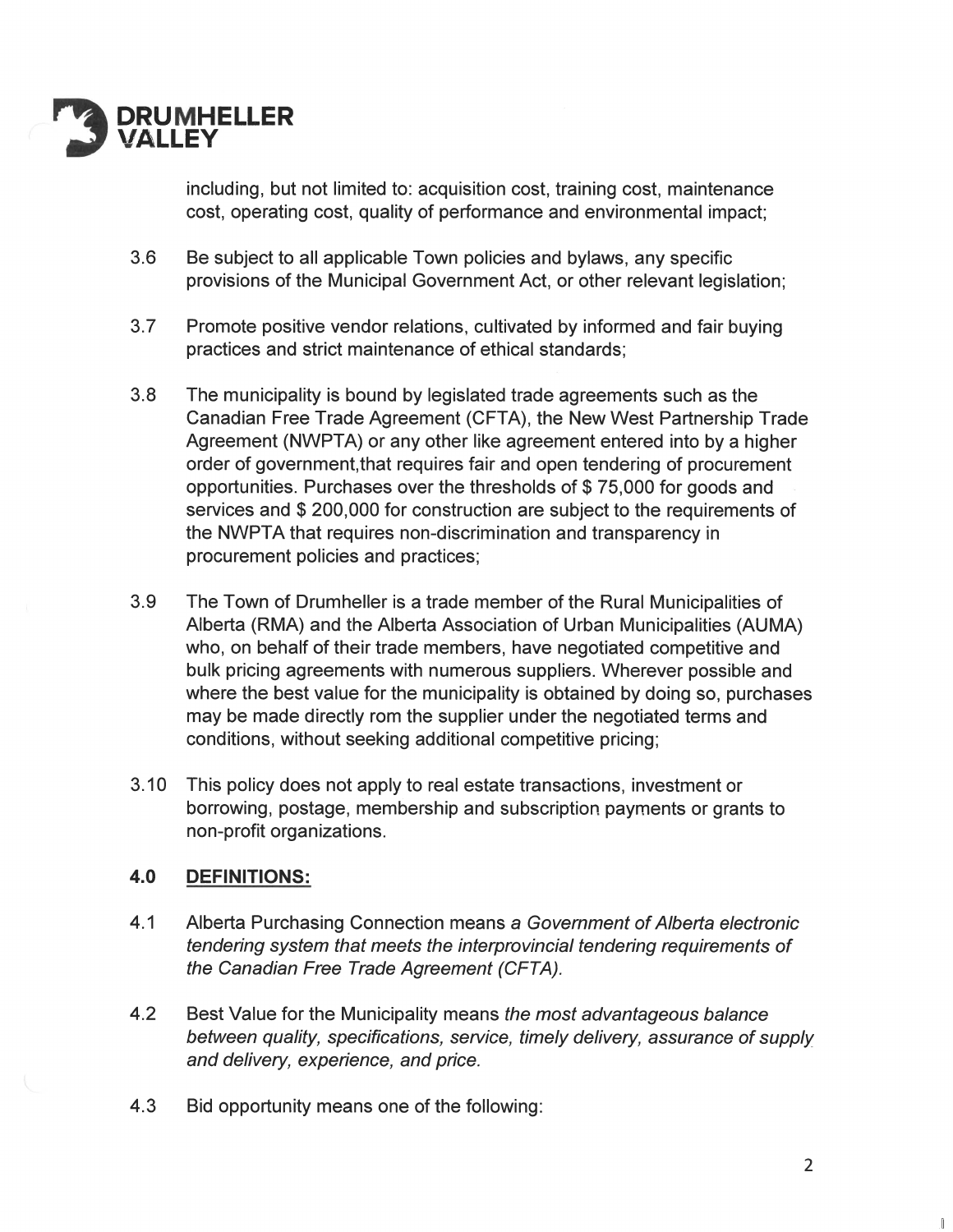including, but not limited to: acquisition cost, training cost, maintenance cost, operating cost, quality of performance and environmental impact;

3.6 Be subject to all applicable Town policies and bylaws, any specific provisions of the Municipal Government Act, or other relevant legislation;

3.7 Promote positive vendor relations, cultivated by informed and fair buying practices and strict maintenance of ethical standards;

3.8 The municipality is bound by legislated trade agreements such as the Canadian Free Trade Agreement (CFTA), the New West Partnership Trade Agreement (NWPTA) or any other like agreement entered into by a higher order of government,that requires fair and open tendering of procurement opportunities. Purchases over the thresholds of $ 75,000 for goods and services and $ 200,000 for construction are subject to the requirements of the NWPTA that requires non-discrimination and transparency in procurement policies and practices;

3.9 The Town of Drumheller is a trade member of the Rural Municipalities of Alberta (RMA) and the Alberta Association of Urban Municipalities (AUMA) who, on behalf of their trade members, have negotiated competitive and bulk pricing agreements with numerous suppliers. Wherever possible and where the best value for the municipality is obtained by doing so, purchases may be made directly rom the supplier under the negotiated terms and conditions, without seeking additional competitive pricing;

3.10 This policy does not apply to real estate transactions, investment or borrowing, postage, membership and subscription payments or grants to non-profit organizations.

## 4.0 DEFINITIONS:

4.1 Alberta Purchasing Connection means *a Government of Alberta electronic tendering system that meets the interprovincial tendering requirements of the Canadian Free Trade Agreement (CFTA).*

4.2 Best Value for the Municipality means *the most advantageous balance between quality, specifications, service, timely delivery, assurance of supply and delivery, experience, and price.*

4.3 Bid opportunity means one of the following: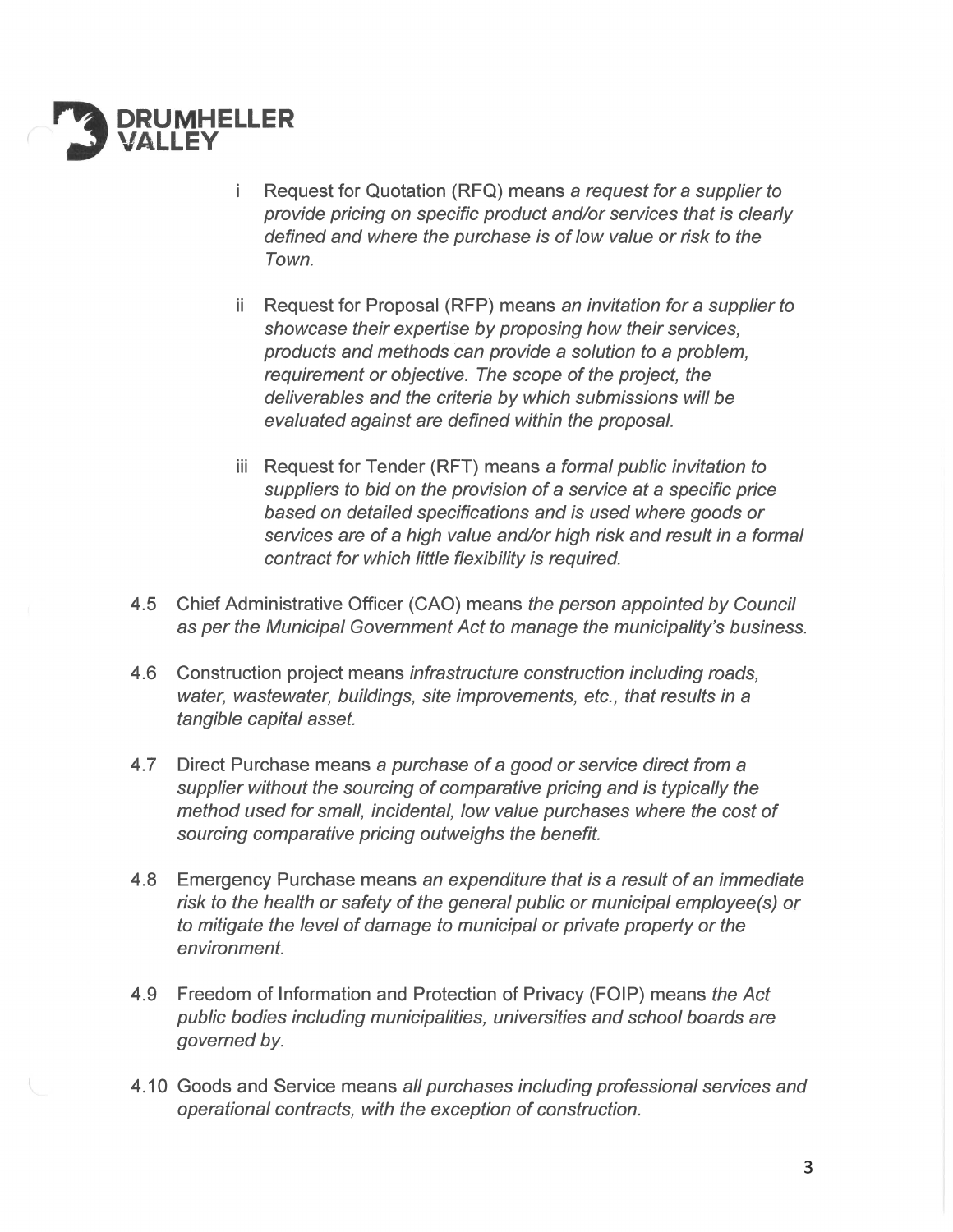i Request for Quotation (RFQ) means *a request for a supplier to provide pricing on specific product and/or services that is clearly defined and where the purchase is of low value or risk to the Town.*

ii Request for Proposal (RFP) means *an invitation for a supplier to showcase their expertise by proposing how their services, products and methods can provide a solution to a problem, requirement or objective. The scope of the project, the deliverables and the criteria by which submissions will be evaluated against are defined within the proposal.*

iii Request for Tender (RFT) means *a formal public invitation to suppliers to bid on the provision of a service at a specific price based on detailed specifications and is used where goods or services are of a high value and/or high risk and result in a formal contract for which little flexibility is required.*

4.5 Chief Administrative Officer (CAO) means *the person appointed by Council as per the Municipal Government Act to manage the municipality's business.*

4.6 Construction project means *infrastructure construction including roads, water, wastewater, buildings, site improvements, etc., that results in a tangible capital asset.*

4.7 Direct Purchase means *a purchase of a good or service direct from a supplier without the sourcing of comparative pricing and is typically the method used for small, incidental, low value purchases where the cost of sourcing comparative pricing outweighs the benefit.*

4.8 Emergency Purchase means *an expenditure that is a result of an immediate risk to the health or safety of the general public or municipal employee(s) or to mitigate the level of damage to municipal or private property or the environment.*

4.9 Freedom of Information and Protection of Privacy (FOIP) means *the Act public bodies including municipalities, universities and school boards are governed by.*

4.10 Goods and Service means *all purchases including professional services and operational contracts, with the exception of construction.*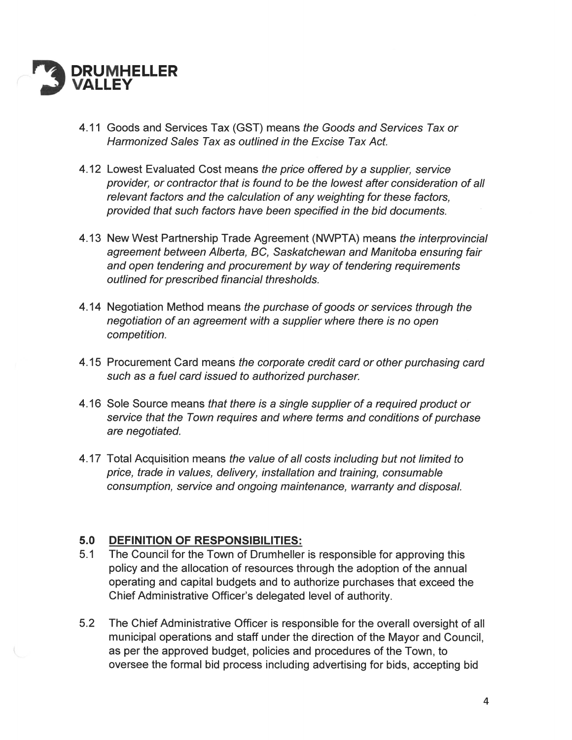4.11 Goods and Services Tax (GST) means *the Goods and Services Tax or Harmonized Sales Tax as outlined in the Excise Tax Act.*

4.12 Lowest Evaluated Cost means *the price offered by a supplier, service provider, or contractor that is found to be the lowest after consideration of all relevant factors and the calculation of any weighting for these factors, provided that such factors have been specified in the bid documents.*

4.13 New West Partnership Trade Agreement (NWPTA) means *the interprovincial agreement between Alberta, BC, Saskatchewan and Manitoba ensuring fair and open tendering and procurement by way of tendering requirements outlined for prescribed financial thresholds.*

4.14 Negotiation Method means *the purchase of goods or services through the negotiation of an agreement with a supplier where there is no open competition.*

4.15 Procurement Card means *the corporate credit card or other purchasing card such as a fuel card issued to authorized purchaser.*

4.16 Sole Source means *that there is a single supplier of a required product or service that the Town requires and where terms and conditions of purchase are negotiated.*

4.17 Total Acquisition means *the value of all costs including but not limited to price, trade in values, delivery, installation and training, consumable consumption, service and ongoing maintenance, warranty and disposal.*

## 5.0 DEFINITION OF RESPONSIBILITIES:

5.1 The Council for the Town of Drumheller is responsible for approving this policy and the allocation of resources through the adoption of the annual operating and capital budgets and to authorize purchases that exceed the Chief Administrative Officer's delegated level of authority.

5.2 The Chief Administrative Officer is responsible for the overall oversight of all municipal operations and staff under the direction of the Mayor and Council, as per the approved budget, policies and procedures of the Town, to oversee the formal bid process including advertising for bids, accepting bid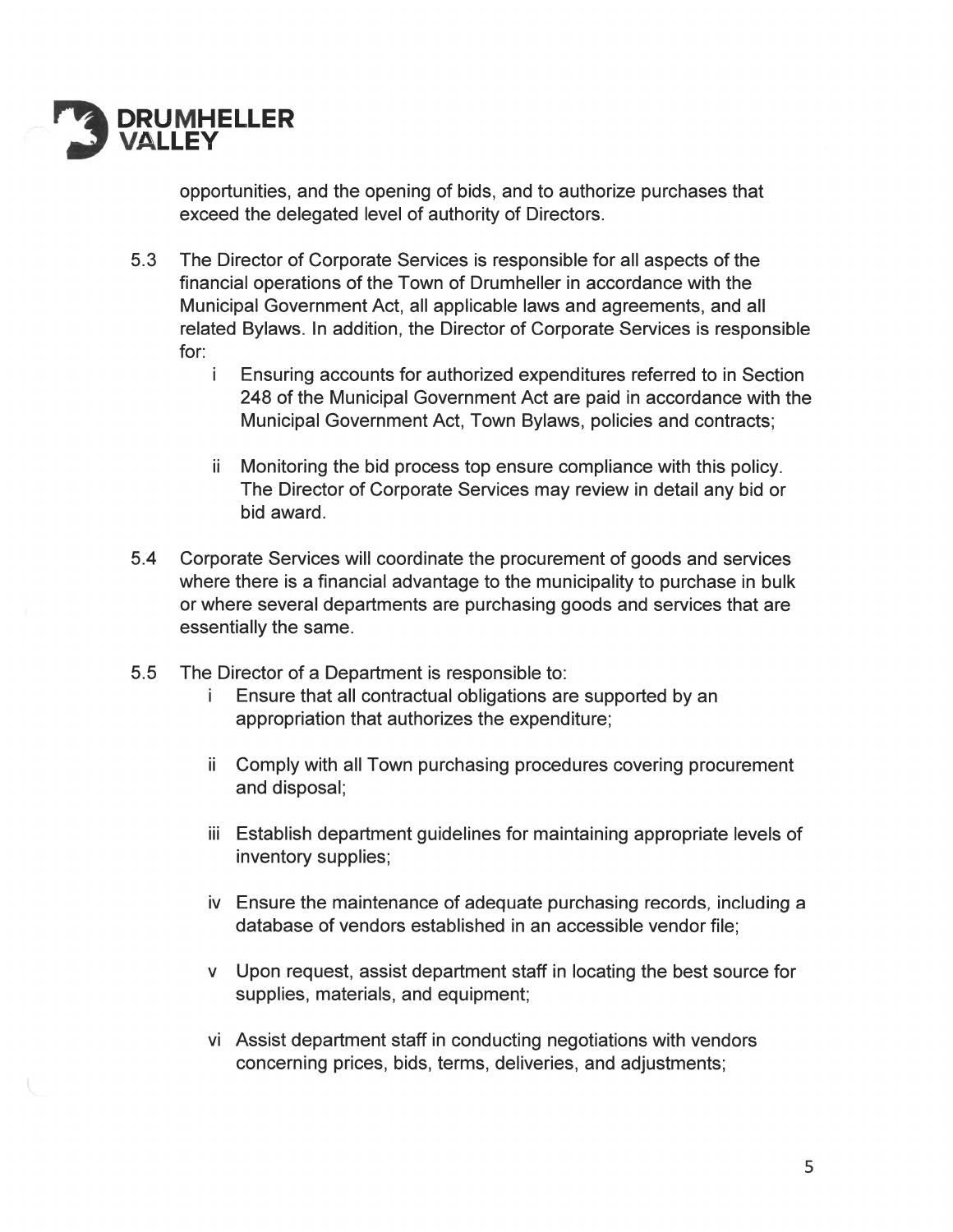opportunities, and the opening of bids, and to authorize purchases that exceed the delegated level of authority of Directors.

5.3 The Director of Corporate Services is responsible for all aspects of the financial operations of the Town of Drumheller in accordance with the Municipal Government Act, all applicable laws and agreements, and all related Bylaws. In addition, the Director of Corporate Services is responsible for:

  i Ensuring accounts for authorized expenditures referred to in Section 248 of the Municipal Government Act are paid in accordance with the Municipal Government Act, Town Bylaws, policies and contracts;

  ii Monitoring the bid process top ensure compliance with this policy. The Director of Corporate Services may review in detail any bid or bid award.

5.4 Corporate Services will coordinate the procurement of goods and services where there is a financial advantage to the municipality to purchase in bulk or where several departments are purchasing goods and services that are essentially the same.

5.5 The Director of a Department is responsible to:

  i Ensure that all contractual obligations are supported by an appropriation that authorizes the expenditure;

  ii Comply with all Town purchasing procedures covering procurement and disposal;

  iii Establish department guidelines for maintaining appropriate levels of inventory supplies;

  iv Ensure the maintenance of adequate purchasing records, including a database of vendors established in an accessible vendor file;

  v Upon request, assist department staff in locating the best source for supplies, materials, and equipment;

  vi Assist department staff in conducting negotiations with vendors concerning prices, bids, terms, deliveries, and adjustments;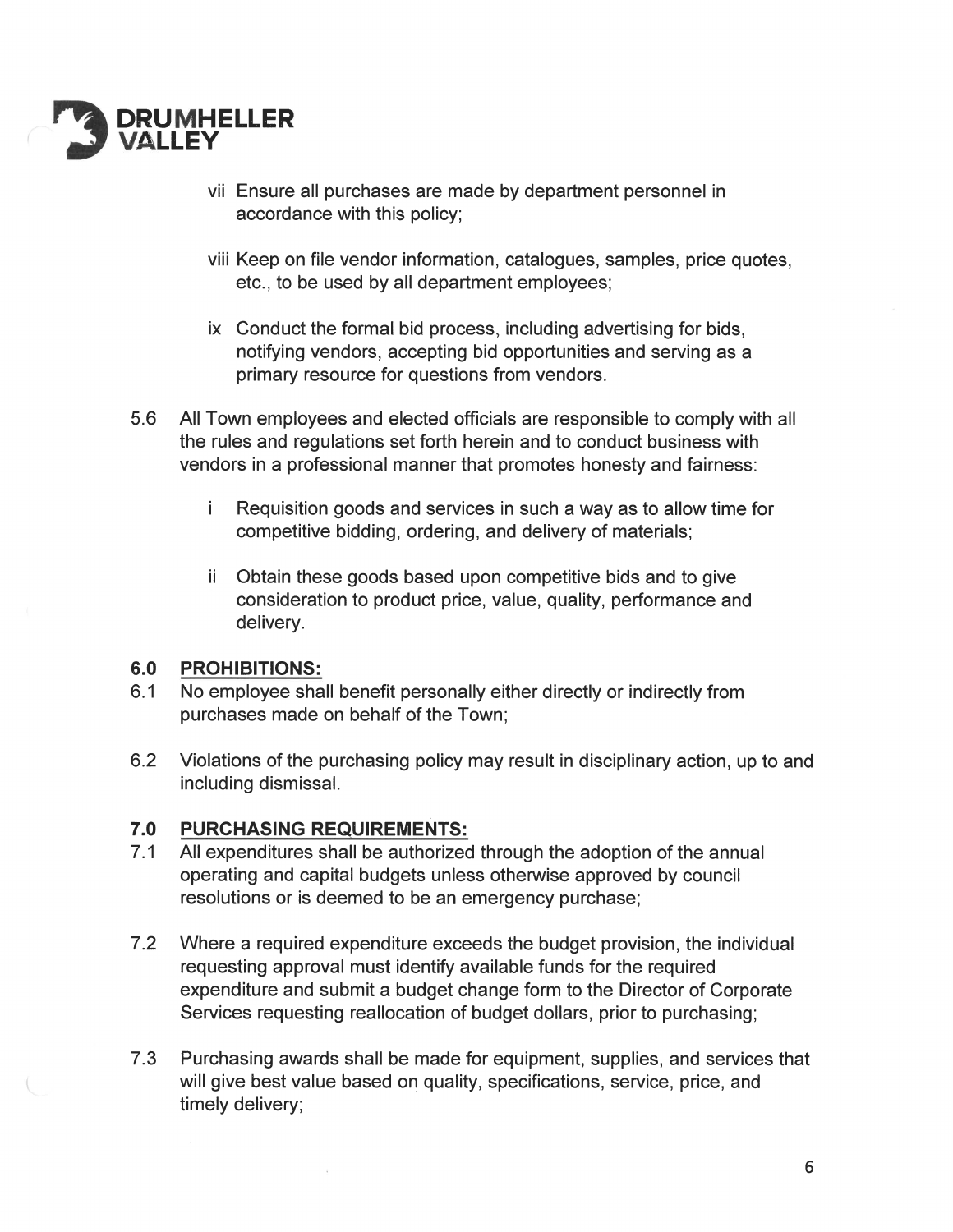vii Ensure all purchases are made by department personnel in accordance with this policy;

viii Keep on file vendor information, catalogues, samples, price quotes, etc., to be used by all department employees;

ix Conduct the formal bid process, including advertising for bids, notifying vendors, accepting bid opportunities and serving as a primary resource for questions from vendors.

5.6 All Town employees and elected officials are responsible to comply with all the rules and regulations set forth herein and to conduct business with vendors in a professional manner that promotes honesty and fairness:

i Requisition goods and services in such a way as to allow time for competitive bidding, ordering, and delivery of materials;

ii Obtain these goods based upon competitive bids and to give consideration to product price, value, quality, performance and delivery.

## 6.0 PROHIBITIONS:

6.1 No employee shall benefit personally either directly or indirectly from purchases made on behalf of the Town;

6.2 Violations of the purchasing policy may result in disciplinary action, up to and including dismissal.

## 7.0 PURCHASING REQUIREMENTS:

7.1 All expenditures shall be authorized through the adoption of the annual operating and capital budgets unless otherwise approved by council resolutions or is deemed to be an emergency purchase;

7.2 Where a required expenditure exceeds the budget provision, the individual requesting approval must identify available funds for the required expenditure and submit a budget change form to the Director of Corporate Services requesting reallocation of budget dollars, prior to purchasing;

7.3 Purchasing awards shall be made for equipment, supplies, and services that will give best value based on quality, specifications, service, price, and timely delivery;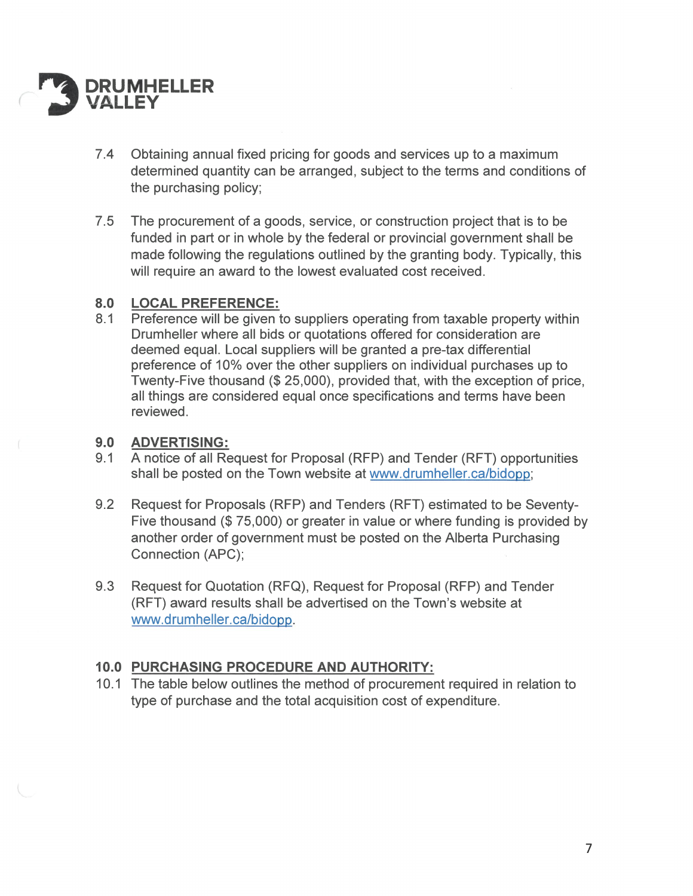7.4 Obtaining annual fixed pricing for goods and services up to a maximum determined quantity can be arranged, subject to the terms and conditions of the purchasing policy;

7.5 The procurement of a goods, service, or construction project that is to be funded in part or in whole by the federal or provincial government shall be made following the regulations outlined by the granting body. Typically, this will require an award to the lowest evaluated cost received.

## 8.0 LOCAL PREFERENCE:

8.1 Preference will be given to suppliers operating from taxable property within Drumheller where all bids or quotations offered for consideration are deemed equal. Local suppliers will be granted a pre-tax differential preference of 10% over the other suppliers on individual purchases up to Twenty-Five thousand ($ 25,000), provided that, with the exception of price, all things are considered equal once specifications and terms have been reviewed.

## 9.0 ADVERTISING:

9.1 A notice of all Request for Proposal (RFP) and Tender (RFT) opportunities shall be posted on the Town website at www.drumheller.ca/bidopp;

9.2 Request for Proposals (RFP) and Tenders (RFT) estimated to be Seventy-Five thousand ($ 75,000) or greater in value or where funding is provided by another order of government must be posted on the Alberta Purchasing Connection (APC);

9.3 Request for Quotation (RFQ), Request for Proposal (RFP) and Tender (RFT) award results shall be advertised on the Town's website at www.drumheller.ca/bidopp.

## 10.0 PURCHASING PROCEDURE AND AUTHORITY:

10.1 The table below outlines the method of procurement required in relation to type of purchase and the total acquisition cost of expenditure.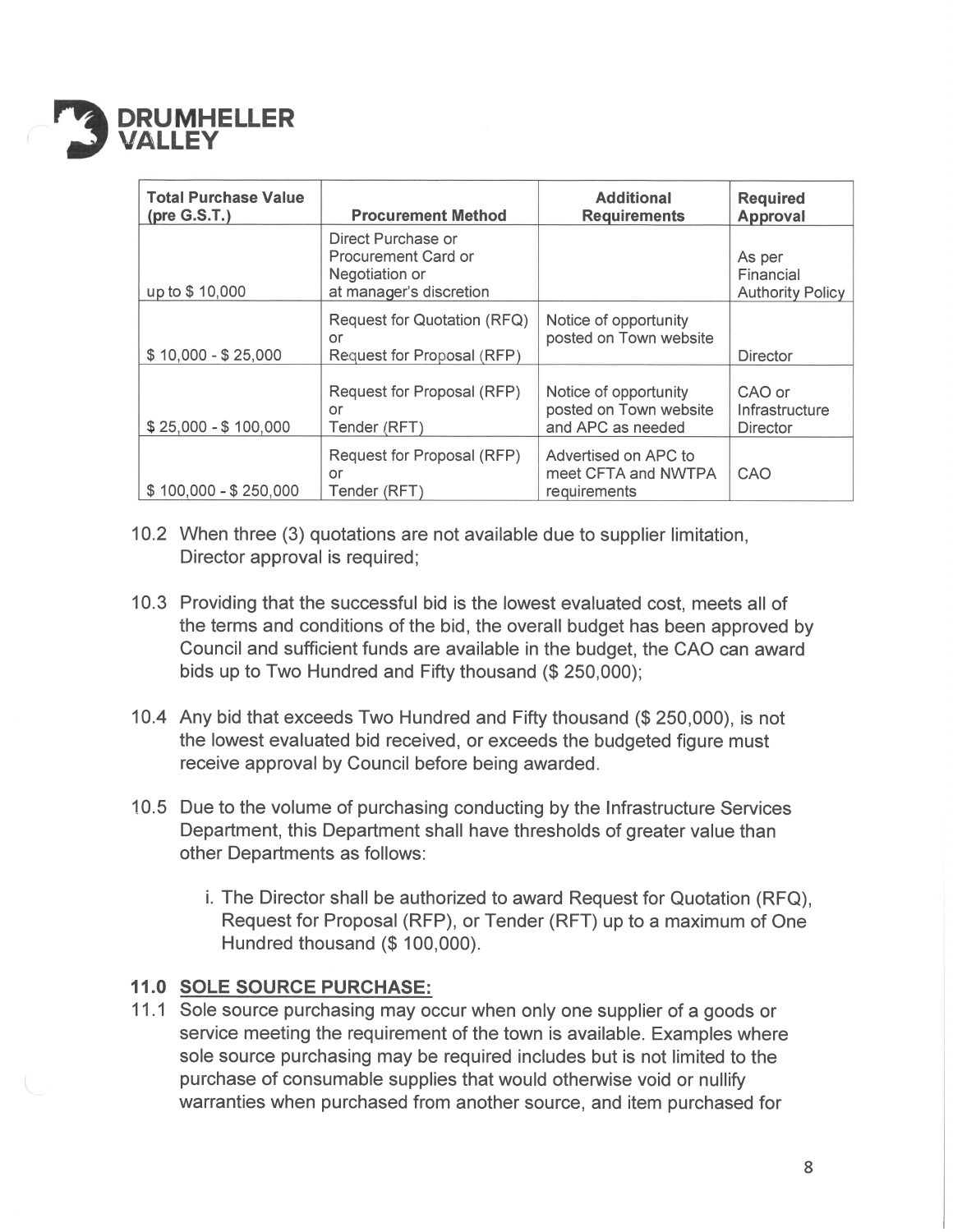| Total Purchase Value (pre G.S.T.) | Procurement Method | Additional Requirements | Required Approval |
|---|---|---|---|
| up to $ 10,000 | Direct Purchase or Procurement Card or Negotiation or at manager's discretion | | As per Financial Authority Policy |
| $ 10,000 - $ 25,000 | Request for Quotation (RFQ) or Request for Proposal (RFP) | Notice of opportunity posted on Town website | Director |
| $ 25,000 - $ 100,000 | Request for Proposal (RFP) or Tender (RFT) | Notice of opportunity posted on Town website and APC as needed | CAO or Infrastructure Director |
| $ 100,000 - $ 250,000 | Request for Proposal (RFP) or Tender (RFT) | Advertised on APC to meet CFTA and NWTPA requirements | CAO |

10.2 When three (3) quotations are not available due to supplier limitation, Director approval is required;

10.3 Providing that the successful bid is the lowest evaluated cost, meets all of the terms and conditions of the bid, the overall budget has been approved by Council and sufficient funds are available in the budget, the CAO can award bids up to Two Hundred and Fifty thousand ($ 250,000);

10.4 Any bid that exceeds Two Hundred and Fifty thousand ($ 250,000), is not the lowest evaluated bid received, or exceeds the budgeted figure must receive approval by Council before being awarded.

10.5 Due to the volume of purchasing conducting by the Infrastructure Services Department, this Department shall have thresholds of greater value than other Departments as follows:

i. The Director shall be authorized to award Request for Quotation (RFQ), Request for Proposal (RFP), or Tender (RFT) up to a maximum of One Hundred thousand ($ 100,000).

## 11.0 SOLE SOURCE PURCHASE:

11.1 Sole source purchasing may occur when only one supplier of a goods or service meeting the requirement of the town is available. Examples where sole source purchasing may be required includes but is not limited to the purchase of consumable supplies that would otherwise void or nullify warranties when purchased from another source, and item purchased for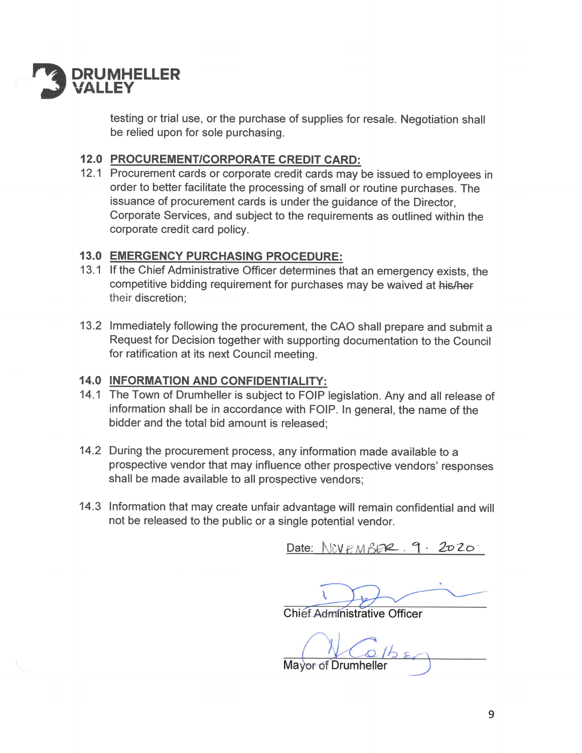testing or trial use, or the purchase of supplies for resale. Negotiation shall be relied upon for sole purchasing.

## 12.0 PROCUREMENT/CORPORATE CREDIT CARD:

12.1 Procurement cards or corporate credit cards may be issued to employees in order to better facilitate the processing of small or routine purchases. The issuance of procurement cards is under the guidance of the Director, Corporate Services, and subject to the requirements as outlined within the corporate credit card policy.

## 13.0 EMERGENCY PURCHASING PROCEDURE:

13.1 If the Chief Administrative Officer determines that an emergency exists, the competitive bidding requirement for purchases may be waived at ~~his/her~~ their discretion;

13.2 Immediately following the procurement, the CAO shall prepare and submit a Request for Decision together with supporting documentation to the Council for ratification at its next Council meeting.

## 14.0 INFORMATION AND CONFIDENTIALITY:

14.1 The Town of Drumheller is subject to FOIP legislation. Any and all release of information shall be in accordance with FOIP. In general, the name of the bidder and the total bid amount is released;

14.2 During the procurement process, any information made available to a prospective vendor that may influence other prospective vendors' responses shall be made available to all prospective vendors;

14.3 Information that may create unfair advantage will remain confidential and will not be released to the public or a single potential vendor.

Date: November 9. 2020

Chief Administrative Officer

Mayor of Drumheller